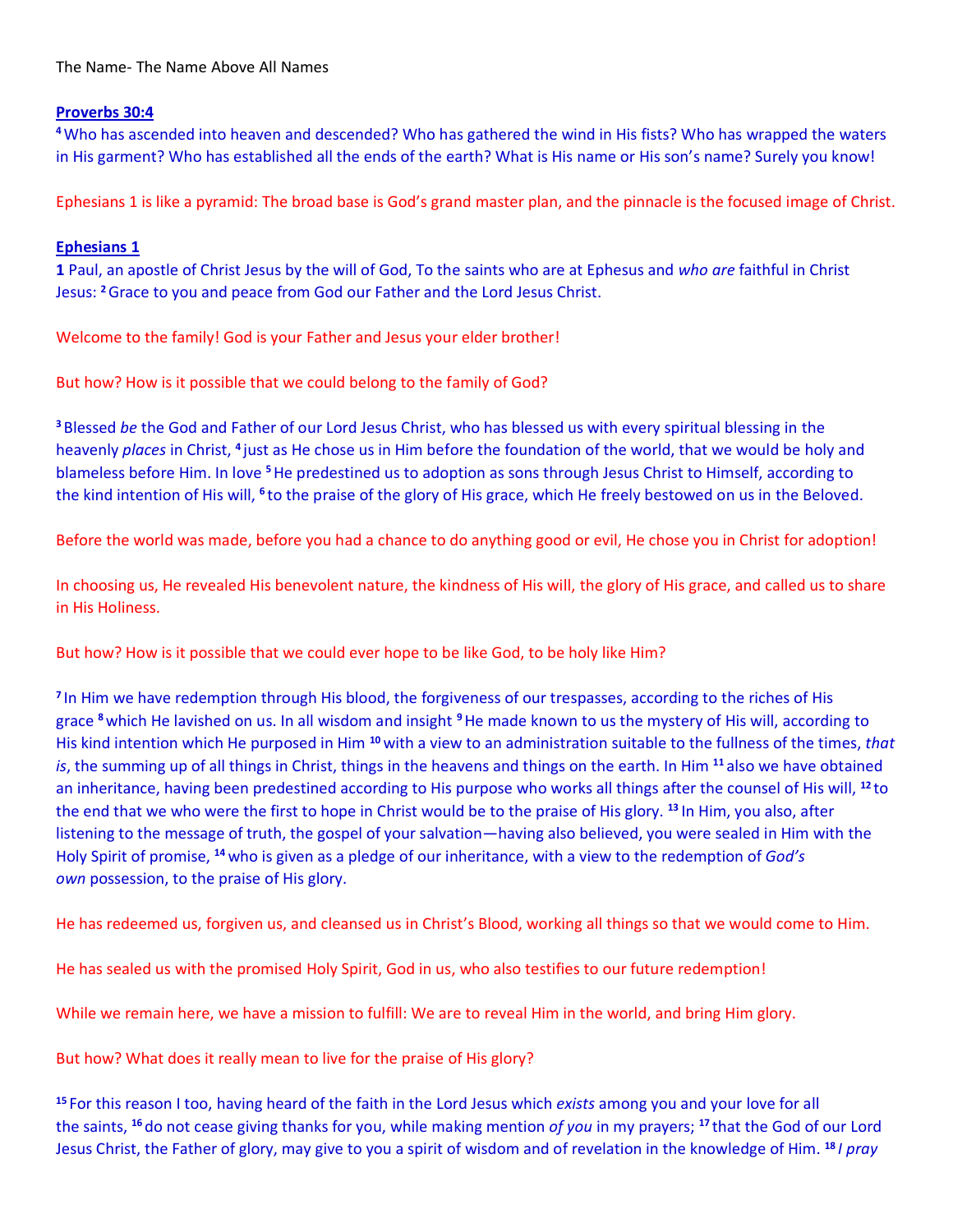The Name- The Name Above All Names

**Proverbs 30:4**

[4] Who has ascended into heaven and descended? Who has gathered the wind in His fists? Who has wrapped the waters in His garment? Who has established all the ends of the earth? What is His name or His son's name? Surely you know!

Ephesians 1 is like a pyramid: The broad base is God's grand master plan, and the pinnacle is the focused image of Christ.

**Ephesians 1**

**1** Paul, an apostle of Christ Jesus by the will of God, To the saints who are at Ephesus and *who are* faithful in Christ Jesus: [2] Grace to you and peace from God our Father and the Lord Jesus Christ.

Welcome to the family! God is your Father and Jesus your elder brother!

But how? How is it possible that we could belong to the family of God?

[3] Blessed *be* the God and Father of our Lord Jesus Christ, who has blessed us with every spiritual blessing in the heavenly *places* in Christ, [4] just as He chose us in Him before the foundation of the world, that we would be holy and blameless before Him. In love [5] He predestined us to adoption as sons through Jesus Christ to Himself, according to the kind intention of His will, [6] to the praise of the glory of His grace, which He freely bestowed on us in the Beloved.

Before the world was made, before you had a chance to do anything good or evil, He chose you in Christ for adoption!

In choosing us, He revealed His benevolent nature, the kindness of His will, the glory of His grace, and called us to share in His Holiness.

But how? How is it possible that we could ever hope to be like God, to be holy like Him?

[7] In Him we have redemption through His blood, the forgiveness of our trespasses, according to the riches of His grace [8] which He lavished on us. In all wisdom and insight [9] He made known to us the mystery of His will, according to His kind intention which He purposed in Him [10] with a view to an administration suitable to the fullness of the times, *that is*, the summing up of all things in Christ, things in the heavens and things on the earth. In Him [11] also we have obtained an inheritance, having been predestined according to His purpose who works all things after the counsel of His will, [12] to the end that we who were the first to hope in Christ would be to the praise of His glory. [13] In Him, you also, after listening to the message of truth, the gospel of your salvation—having also believed, you were sealed in Him with the Holy Spirit of promise, [14] who is given as a pledge of our inheritance, with a view to the redemption of *God's own* possession, to the praise of His glory.

He has redeemed us, forgiven us, and cleansed us in Christ's Blood, working all things so that we would come to Him.

He has sealed us with the promised Holy Spirit, God in us, who also testifies to our future redemption!

While we remain here, we have a mission to fulfill: We are to reveal Him in the world, and bring Him glory.

But how? What does it really mean to live for the praise of His glory?

[15] For this reason I too, having heard of the faith in the Lord Jesus which *exists* among you and your love for all the saints, [16] do not cease giving thanks for you, while making mention *of you* in my prayers; [17] that the God of our Lord Jesus Christ, the Father of glory, may give to you a spirit of wisdom and of revelation in the knowledge of Him. [18] *I pray*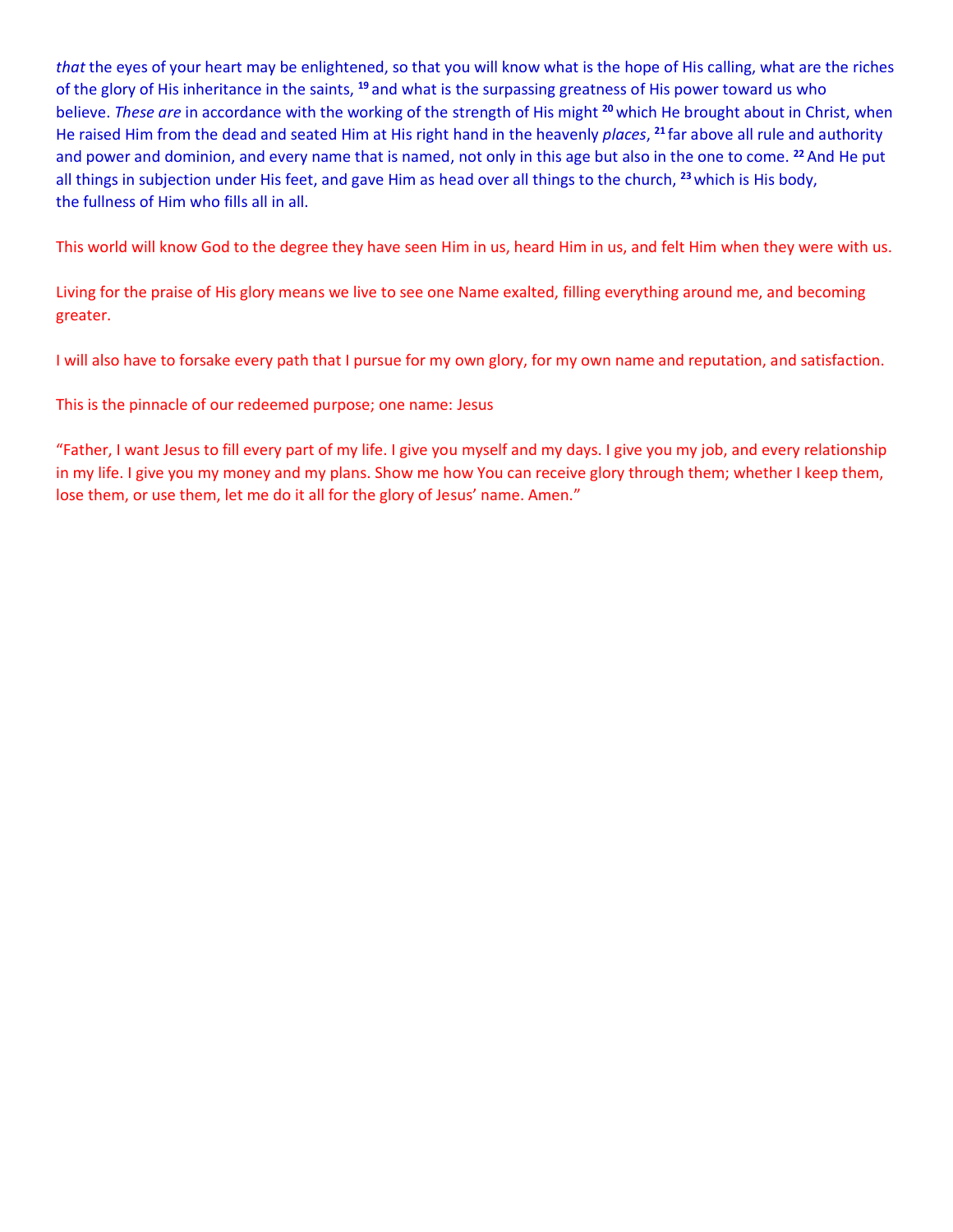*that* the eyes of your heart may be enlightened, so that you will know what is the hope of His calling, what are the riches of the glory of His inheritance in the saints, [19] and what is the surpassing greatness of His power toward us who believe. *These are* in accordance with the working of the strength of His might [20] which He brought about in Christ, when He raised Him from the dead and seated Him at His right hand in the heavenly *places*, [21] far above all rule and authority and power and dominion, and every name that is named, not only in this age but also in the one to come. [22] And He put all things in subjection under His feet, and gave Him as head over all things to the church, [23] which is His body, the fullness of Him who fills all in all.

This world will know God to the degree they have seen Him in us, heard Him in us, and felt Him when they were with us.

Living for the praise of His glory means we live to see one Name exalted, filling everything around me, and becoming greater.

I will also have to forsake every path that I pursue for my own glory, for my own name and reputation, and satisfaction.

This is the pinnacle of our redeemed purpose; one name: Jesus

"Father, I want Jesus to fill every part of my life. I give you myself and my days. I give you my job, and every relationship in my life. I give you my money and my plans. Show me how You can receive glory through them; whether I keep them, lose them, or use them, let me do it all for the glory of Jesus' name. Amen."